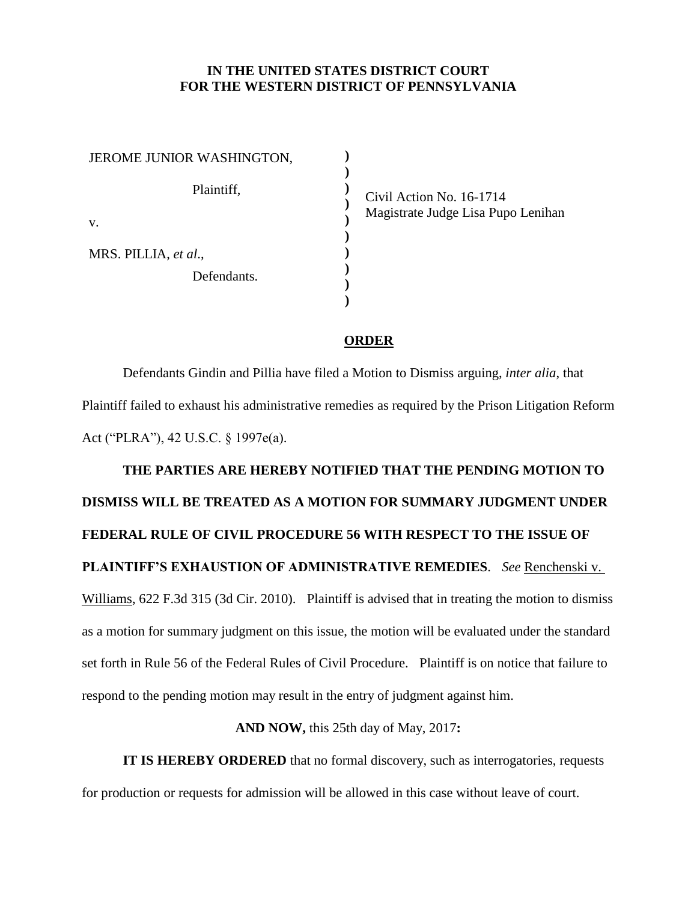**IN THE UNITED STATES DISTRICT COURT**
**FOR THE WESTERN DISTRICT OF PENNSYLVANIA**

| | | |
|---|---|---|
| JEROME JUNIOR WASHINGTON, | ) | |
| Plaintiff, | ) | Civil Action No. 16-1714 |
| | ) | Magistrate Judge Lisa Pupo Lenihan |
| v. | ) | |
| MRS. PILLIA, *et al*., | ) | |
| Defendants. | ) | |

## ORDER

Defendants Gindin and Pillia have filed a Motion to Dismiss arguing, *inter alia*, that Plaintiff failed to exhaust his administrative remedies as required by the Prison Litigation Reform Act ("PLRA"), 42 U.S.C. § 1997e(a).

**THE PARTIES ARE HEREBY NOTIFIED THAT THE PENDING MOTION TO DISMISS WILL BE TREATED AS A MOTION FOR SUMMARY JUDGMENT UNDER FEDERAL RULE OF CIVIL PROCEDURE 56 WITH RESPECT TO THE ISSUE OF PLAINTIFF'S EXHAUSTION OF ADMINISTRATIVE REMEDIES**. *See* Renchenski v. Williams, 622 F.3d 315 (3d Cir. 2010). Plaintiff is advised that in treating the motion to dismiss as a motion for summary judgment on this issue, the motion will be evaluated under the standard set forth in Rule 56 of the Federal Rules of Civil Procedure. Plaintiff is on notice that failure to respond to the pending motion may result in the entry of judgment against him.

**AND NOW,** this 25th day of May, 2017**:**

**IT IS HEREBY ORDERED** that no formal discovery, such as interrogatories, requests for production or requests for admission will be allowed in this case without leave of court.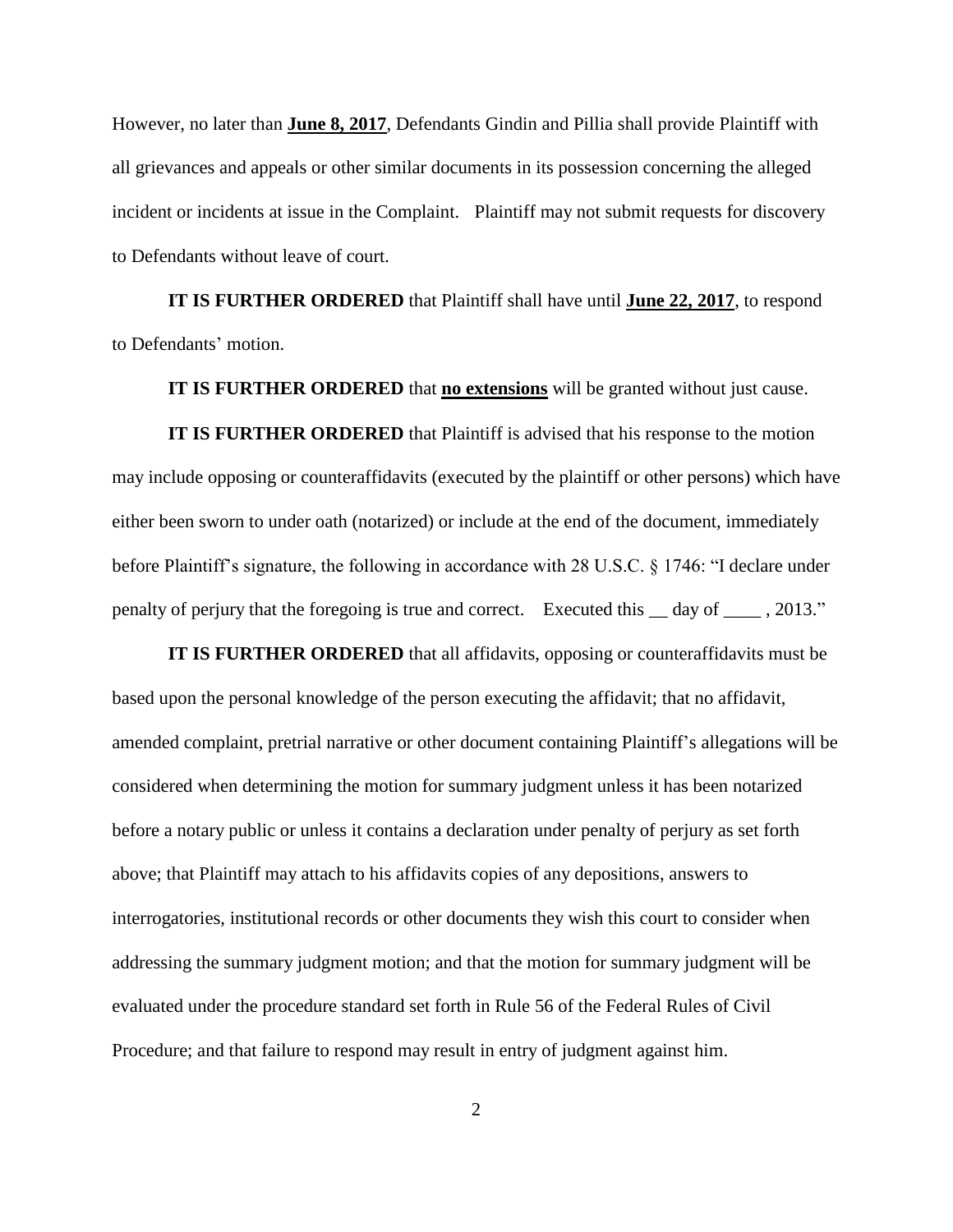However, no later than **June 8, 2017**, Defendants Gindin and Pillia shall provide Plaintiff with all grievances and appeals or other similar documents in its possession concerning the alleged incident or incidents at issue in the Complaint. Plaintiff may not submit requests for discovery to Defendants without leave of court.

**IT IS FURTHER ORDERED** that Plaintiff shall have until **June 22, 2017**, to respond to Defendants' motion.

**IT IS FURTHER ORDERED** that **no extensions** will be granted without just cause.

**IT IS FURTHER ORDERED** that Plaintiff is advised that his response to the motion may include opposing or counteraffidavits (executed by the plaintiff or other persons) which have either been sworn to under oath (notarized) or include at the end of the document, immediately before Plaintiff's signature, the following in accordance with 28 U.S.C. § 1746: "I declare under penalty of perjury that the foregoing is true and correct. Executed this __ day of ____ , 2013."

**IT IS FURTHER ORDERED** that all affidavits, opposing or counteraffidavits must be based upon the personal knowledge of the person executing the affidavit; that no affidavit, amended complaint, pretrial narrative or other document containing Plaintiff's allegations will be considered when determining the motion for summary judgment unless it has been notarized before a notary public or unless it contains a declaration under penalty of perjury as set forth above; that Plaintiff may attach to his affidavits copies of any depositions, answers to interrogatories, institutional records or other documents they wish this court to consider when addressing the summary judgment motion; and that the motion for summary judgment will be evaluated under the procedure standard set forth in Rule 56 of the Federal Rules of Civil Procedure; and that failure to respond may result in entry of judgment against him.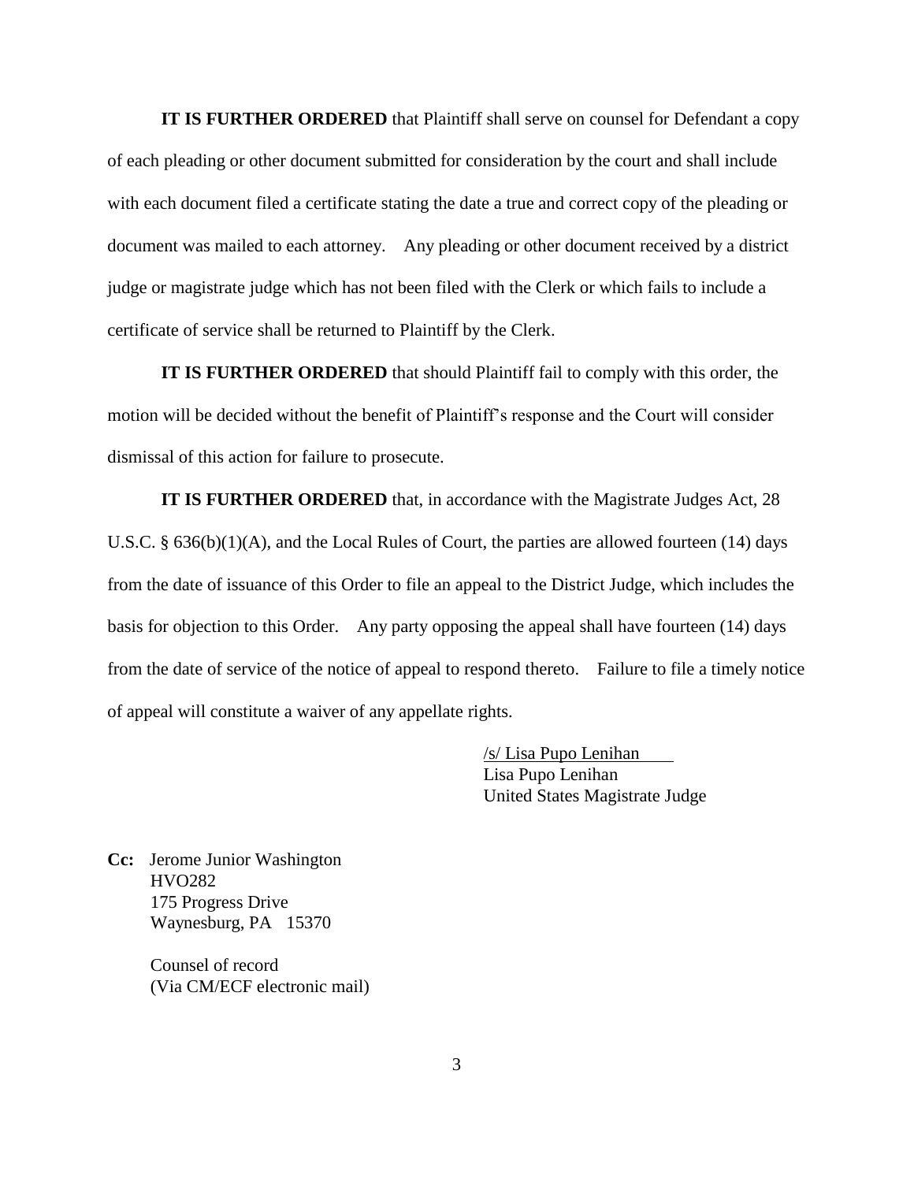**IT IS FURTHER ORDERED** that Plaintiff shall serve on counsel for Defendant a copy of each pleading or other document submitted for consideration by the court and shall include with each document filed a certificate stating the date a true and correct copy of the pleading or document was mailed to each attorney. Any pleading or other document received by a district judge or magistrate judge which has not been filed with the Clerk or which fails to include a certificate of service shall be returned to Plaintiff by the Clerk.

**IT IS FURTHER ORDERED** that should Plaintiff fail to comply with this order, the motion will be decided without the benefit of Plaintiff's response and the Court will consider dismissal of this action for failure to prosecute.

**IT IS FURTHER ORDERED** that, in accordance with the Magistrate Judges Act, 28 U.S.C. § 636(b)(1)(A), and the Local Rules of Court, the parties are allowed fourteen (14) days from the date of issuance of this Order to file an appeal to the District Judge, which includes the basis for objection to this Order. Any party opposing the appeal shall have fourteen (14) days from the date of service of the notice of appeal to respond thereto. Failure to file a timely notice of appeal will constitute a waiver of any appellate rights.

/s/ Lisa Pupo Lenihan
Lisa Pupo Lenihan
United States Magistrate Judge

**Cc:** Jerome Junior Washington
HVO282
175 Progress Drive
Waynesburg, PA 15370

Counsel of record
(Via CM/ECF electronic mail)